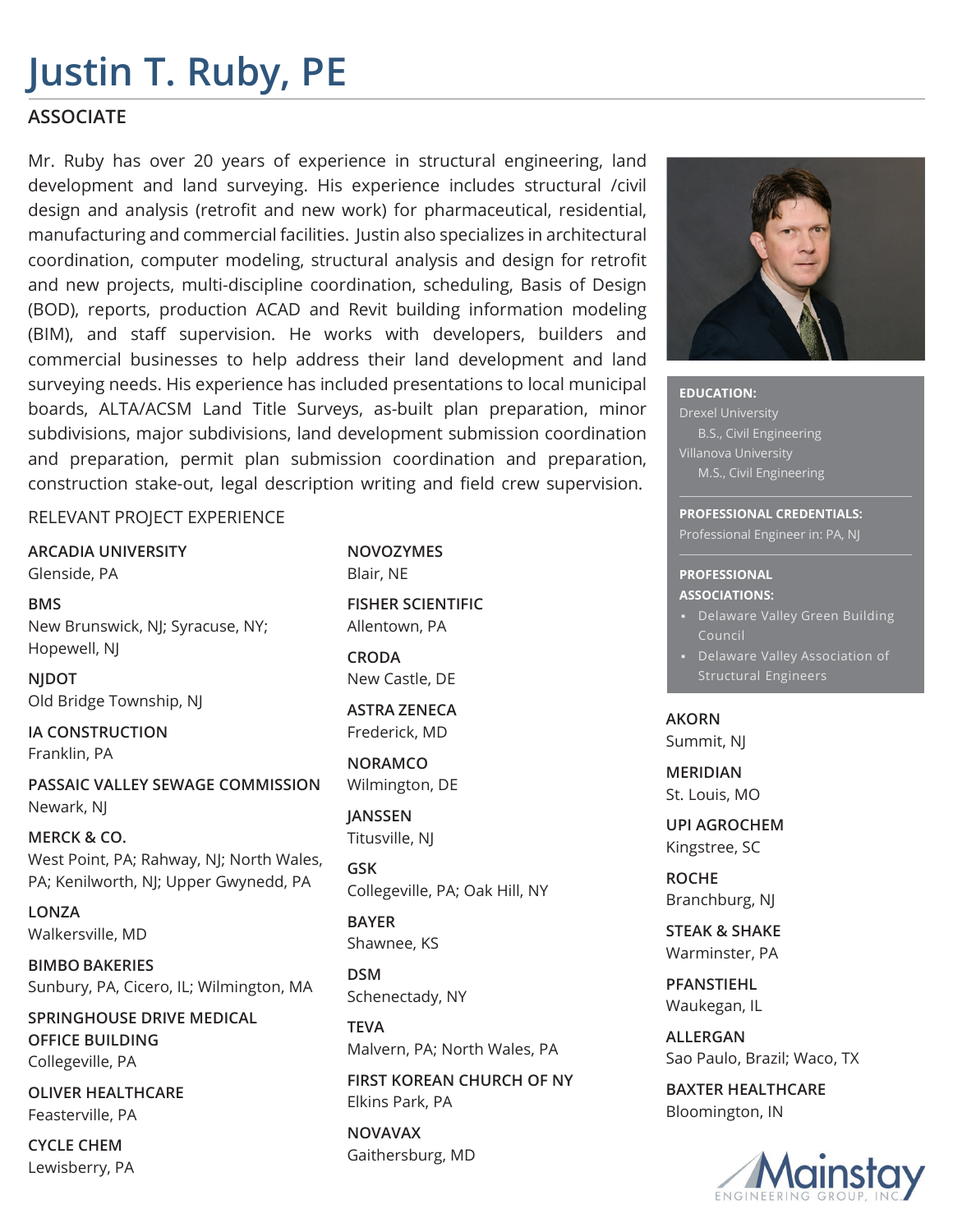# Justin T. Ruby, PE

## ASSOCIATE

Mr. Ruby has over 20 years of experience in structural engineering, land development and land surveying. His experience includes structural /civil design and analysis (retrofit and new work) for pharmaceutical, residential, manufacturing and commercial facilities. Justin also specializes in architectural coordination, computer modeling, structural analysis and design for retrofit and new projects, multi-discipline coordination, scheduling, Basis of Design (BOD), reports, production ACAD and Revit building information modeling (BIM), and staff supervision. He works with developers, builders and commercial businesses to help address their land development and land surveying needs. His experience has included presentations to local municipal boards, ALTA/ACSM Land Title Surveys, as-built plan preparation, minor subdivisions, major subdivisions, land development submission coordination and preparation, permit plan submission coordination and preparation, construction stake-out, legal description writing and field crew supervision.

**EDUCATION:**

Drexel University
B.S., Civil Engineering

Villanova University
M.S., Civil Engineering

**PROFESSIONAL CREDENTIALS:**

Professional Engineer in: PA, NJ

**PROFESSIONAL ASSOCIATIONS:**

- Delaware Valley Green Building Council
- Delaware Valley Association of Structural Engineers

RELEVANT PROJECT EXPERIENCE

**ARCADIA UNIVERSITY**
Glenside, PA

**BMS**
New Brunswick, NJ; Syracuse, NY; Hopewell, NJ

**NJDOT**
Old Bridge Township, NJ

**IA CONSTRUCTION**
Franklin, PA

**PASSAIC VALLEY SEWAGE COMMISSION**
Newark, NJ

**MERCK & CO.**
West Point, PA; Rahway, NJ; North Wales, PA; Kenilworth, NJ; Upper Gwynedd, PA

**LONZA**
Walkersville, MD

**BIMBO BAKERIES**
Sunbury, PA, Cicero, IL; Wilmington, MA

**SPRINGHOUSE DRIVE MEDICAL OFFICE BUILDING**
Collegeville, PA

**OLIVER HEALTHCARE**
Feasterville, PA

**CYCLE CHEM**
Lewisberry, PA

**NOVOZYMES**
Blair, NE

**FISHER SCIENTIFIC**
Allentown, PA

**CRODA**
New Castle, DE

**ASTRA ZENECA**
Frederick, MD

**NORAMCO**
Wilmington, DE

**JANSSEN**
Titusville, NJ

**GSK**
Collegeville, PA; Oak Hill, NY

**BAYER**
Shawnee, KS

**DSM**
Schenectady, NY

**TEVA**
Malvern, PA; North Wales, PA

**FIRST KOREAN CHURCH OF NY**
Elkins Park, PA

**NOVAVAX**
Gaithersburg, MD

**AKORN**
Summit, NJ

**MERIDIAN**
St. Louis, MO

**UPI AGROCHEM**
Kingstree, SC

**ROCHE**
Branchburg, NJ

**STEAK & SHAKE**
Warminster, PA

**PFANSTIEHL**
Waukegan, IL

**ALLERGAN**
Sao Paulo, Brazil; Waco, TX

**BAXTER HEALTHCARE**
Bloomington, IN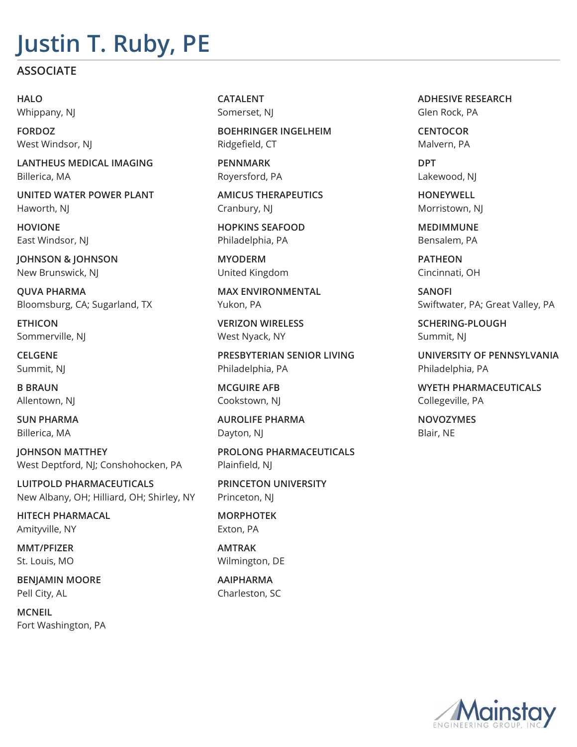# Justin T. Ruby, PE

## ASSOCIATE

**HALO**
Whippany, NJ

**FORDOZ**
West Windsor, NJ

**LANTHEUS MEDICAL IMAGING**
Billerica, MA

**UNITED WATER POWER PLANT**
Haworth, NJ

**HOVIONE**
East Windsor, NJ

**JOHNSON & JOHNSON**
New Brunswick, NJ

**QUVA PHARMA**
Bloomsburg, CA; Sugarland, TX

**ETHICON**
Sommerville, NJ

**CELGENE**
Summit, NJ

**B BRAUN**
Allentown, NJ

**SUN PHARMA**
Billerica, MA

**JOHNSON MATTHEY**
West Deptford, NJ; Conshohocken, PA

**LUITPOLD PHARMACEUTICALS**
New Albany, OH; Hilliard, OH; Shirley, NY

**HITECH PHARMACAL**
Amityville, NY

**MMT/PFIZER**
St. Louis, MO

**BENJAMIN MOORE**
Pell City, AL

**MCNEIL**
Fort Washington, PA

**CATALENT**
Somerset, NJ

**BOEHRINGER INGELHEIM**
Ridgefield, CT

**PENNMARK**
Royersford, PA

**AMICUS THERAPEUTICS**
Cranbury, NJ

**HOPKINS SEAFOOD**
Philadelphia, PA

**MYODERM**
United Kingdom

**MAX ENVIRONMENTAL**
Yukon, PA

**VERIZON WIRELESS**
West Nyack, NY

**PRESBYTERIAN SENIOR LIVING**
Philadelphia, PA

**MCGUIRE AFB**
Cookstown, NJ

**AUROLIFE PHARMA**
Dayton, NJ

**PROLONG PHARMACEUTICALS**
Plainfield, NJ

**PRINCETON UNIVERSITY**
Princeton, NJ

**MORPHOTEK**
Exton, PA

**AMTRAK**
Wilmington, DE

**AAIPHARMA**
Charleston, SC

**ADHESIVE RESEARCH**
Glen Rock, PA

**CENTOCOR**
Malvern, PA

**DPT**
Lakewood, NJ

**HONEYWELL**
Morristown, NJ

**MEDIMMUNE**
Bensalem, PA

**PATHEON**
Cincinnati, OH

**SANOFI**
Swiftwater, PA; Great Valley, PA

**SCHERING-PLOUGH**
Summit, NJ

**UNIVERSITY OF PENNSYLVANIA**
Philadelphia, PA

**WYETH PHARMACEUTICALS**
Collegeville, PA

**NOVOZYMES**
Blair, NE

Mainstay
ENGINEERING GROUP, INC.